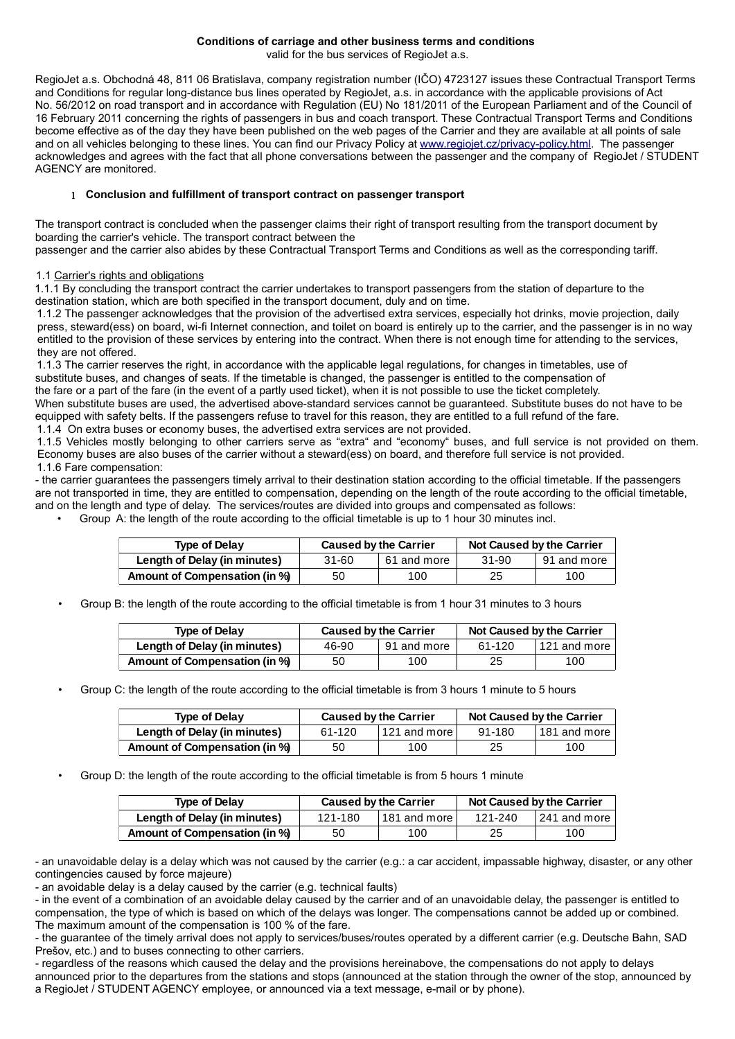**Conditions of carriage and other business terms and conditions**

valid for the bus services of RegioJet a.s.

RegioJet a.s. Obchodná 48, 811 06 Bratislava, company registration number (IČO) 4723127 issues these Contractual Transport Terms and Conditions for regular long-distance bus lines operated by RegioJet, a.s. in accordance with the applicable provisions of Act No. 56/2012 on road transport and in accordance with Regulation (EU) No 181/2011 of the European Parliament and of the Council of 16 February 2011 concerning the rights of passengers in bus and coach transport. These Contractual Transport Terms and Conditions become effective as of the day they have been published on the web pages of the Carrier and they are available at all points of sale and on all vehicles belonging to these lines. You can find our Privacy Policy at www.regiojet.cz/privacy-policy.html. The passenger acknowledges and agrees with the fact that all phone conversations between the passenger and the company of RegioJet / STUDENT AGENCY are monitored.

## 1 Conclusion and fulfillment of transport contract on passenger transport

The transport contract is concluded when the passenger claims their right of transport resulting from the transport document by boarding the carrier's vehicle. The transport contract between the passenger and the carrier also abides by these Contractual Transport Terms and Conditions as well as the corresponding tariff.

1.1 Carrier's rights and obligations

1.1.1 By concluding the transport contract the carrier undertakes to transport passengers from the station of departure to the destination station, which are both specified in the transport document, duly and on time.

1.1.2 The passenger acknowledges that the provision of the advertised extra services, especially hot drinks, movie projection, daily press, steward(ess) on board, wi-fi Internet connection, and toilet on board is entirely up to the carrier, and the passenger is in no way entitled to the provision of these services by entering into the contract. When there is not enough time for attending to the services, they are not offered.

1.1.3 The carrier reserves the right, in accordance with the applicable legal regulations, for changes in timetables, use of substitute buses, and changes of seats. If the timetable is changed, the passenger is entitled to the compensation of the fare or a part of the fare (in the event of a partly used ticket), when it is not possible to use the ticket completely. When substitute buses are used, the advertised above-standard services cannot be guaranteed. Substitute buses do not have to be equipped with safety belts. If the passengers refuse to travel for this reason, they are entitled to a full refund of the fare.

1.1.4 On extra buses or economy buses, the advertised extra services are not provided.

1.1.5 Vehicles mostly belonging to other carriers serve as "extra" and "economy" buses, and full service is not provided on them. Economy buses are also buses of the carrier without a steward(ess) on board, and therefore full service is not provided.

1.1.6 Fare compensation:

- the carrier guarantees the passengers timely arrival to their destination station according to the official timetable. If the passengers are not transported in time, they are entitled to compensation, depending on the length of the route according to the official timetable, and on the length and type of delay. The services/routes are divided into groups and compensated as follows:

- Group A: the length of the route according to the official timetable is up to 1 hour 30 minutes incl.

| Type of Delay | Caused by the Carrier | | Not Caused by the Carrier | |
|---|---|---|---|---|
| Length of Delay (in minutes) | 31-60 | 61 and more | 31-90 | 91 and more |
| Amount of Compensation (in %) | 50 | 100 | 25 | 100 |

- Group B: the length of the route according to the official timetable is from 1 hour 31 minutes to 3 hours

| Type of Delay | Caused by the Carrier | | Not Caused by the Carrier | |
|---|---|---|---|---|
| Length of Delay (in minutes) | 46-90 | 91 and more | 61-120 | 121 and more |
| Amount of Compensation (in %) | 50 | 100 | 25 | 100 |

- Group C: the length of the route according to the official timetable is from 3 hours 1 minute to 5 hours

| Type of Delay | Caused by the Carrier | | Not Caused by the Carrier | |
|---|---|---|---|---|
| Length of Delay (in minutes) | 61-120 | 121 and more | 91-180 | 181 and more |
| Amount of Compensation (in %) | 50 | 100 | 25 | 100 |

- Group D: the length of the route according to the official timetable is from 5 hours 1 minute

| Type of Delay | Caused by the Carrier | | Not Caused by the Carrier | |
|---|---|---|---|---|
| Length of Delay (in minutes) | 121-180 | 181 and more | 121-240 | 241 and more |
| Amount of Compensation (in %) | 50 | 100 | 25 | 100 |

- an unavoidable delay is a delay which was not caused by the carrier (e.g.: a car accident, impassable highway, disaster, or any other contingencies caused by force majeure)

- an avoidable delay is a delay caused by the carrier (e.g. technical faults)

- in the event of a combination of an avoidable delay caused by the carrier and of an unavoidable delay, the passenger is entitled to compensation, the type of which is based on which of the delays was longer. The compensations cannot be added up or combined. The maximum amount of the compensation is 100 % of the fare.

- the guarantee of the timely arrival does not apply to services/buses/routes operated by a different carrier (e.g. Deutsche Bahn, SAD Prešov, etc.) and to buses connecting to other carriers.

- regardless of the reasons which caused the delay and the provisions hereinabove, the compensations do not apply to delays announced prior to the departures from the stations and stops (announced at the station through the owner of the stop, announced by a RegioJet / STUDENT AGENCY employee, or announced via a text message, e-mail or by phone).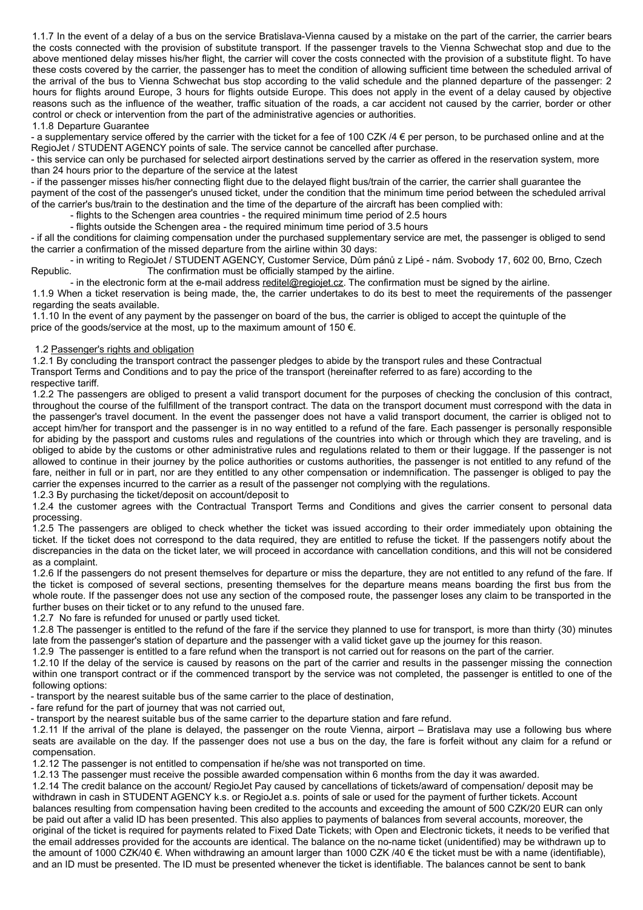1.1.7 In the event of a delay of a bus on the service Bratislava-Vienna caused by a mistake on the part of the carrier, the carrier bears the costs connected with the provision of substitute transport. If the passenger travels to the Vienna Schwechat stop and due to the above mentioned delay misses his/her flight, the carrier will cover the costs connected with the provision of a substitute flight. To have these costs covered by the carrier, the passenger has to meet the condition of allowing sufficient time between the scheduled arrival of the arrival of the bus to Vienna Schwechat bus stop according to the valid schedule and the planned departure of the passenger: 2 hours for flights around Europe, 3 hours for flights outside Europe. This does not apply in the event of a delay caused by objective reasons such as the influence of the weather, traffic situation of the roads, a car accident not caused by the carrier, border or other control or check or intervention from the part of the administrative agencies or authorities.

1.1.8 Departure Guarantee

- a supplementary service offered by the carrier with the ticket for a fee of 100 CZK /4 € per person, to be purchased online and at the RegioJet / STUDENT AGENCY points of sale. The service cannot be cancelled after purchase.
- this service can only be purchased for selected airport destinations served by the carrier as offered in the reservation system, more than 24 hours prior to the departure of the service at the latest
- if the passenger misses his/her connecting flight due to the delayed flight bus/train of the carrier, the carrier shall guarantee the payment of the cost of the passenger's unused ticket, under the condition that the minimum time period between the scheduled arrival of the carrier's bus/train to the destination and the time of the departure of the aircraft has been complied with:
    - flights to the Schengen area countries - the required minimum time period of 2.5 hours
    - flights outside the Schengen area - the required minimum time period of 3.5 hours
- if all the conditions for claiming compensation under the purchased supplementary service are met, the passenger is obliged to send the carrier a confirmation of the missed departure from the airline within 30 days:
    - in writing to RegioJet / STUDENT AGENCY, Customer Service, Dům pánů z Lipé - nám. Svobody 17, 602 00, Brno, Czech Republic. The confirmation must be officially stamped by the airline.
    - in the electronic form at the e-mail address reditel@regiojet.cz. The confirmation must be signed by the airline.

1.1.9 When a ticket reservation is being made, the, the carrier undertakes to do its best to meet the requirements of the passenger regarding the seats available.

1.1.10 In the event of any payment by the passenger on board of the bus, the carrier is obliged to accept the quintuple of the price of the goods/service at the most, up to the maximum amount of 150 €.

1.2 Passenger's rights and obligation

1.2.1 By concluding the transport contract the passenger pledges to abide by the transport rules and these Contractual Transport Terms and Conditions and to pay the price of the transport (hereinafter referred to as fare) according to the respective tariff.

1.2.2 The passengers are obliged to present a valid transport document for the purposes of checking the conclusion of this contract, throughout the course of the fulfillment of the transport contract. The data on the transport document must correspond with the data in the passenger's travel document. In the event the passenger does not have a valid transport document, the carrier is obliged not to accept him/her for transport and the passenger is in no way entitled to a refund of the fare. Each passenger is personally responsible for abiding by the passport and customs rules and regulations of the countries into which or through which they are traveling, and is obliged to abide by the customs or other administrative rules and regulations related to them or their luggage. If the passenger is not allowed to continue in their journey by the police authorities or customs authorities, the passenger is not entitled to any refund of the fare, neither in full or in part, nor are they entitled to any other compensation or indemnification. The passenger is obliged to pay the carrier the expenses incurred to the carrier as a result of the passenger not complying with the regulations.

1.2.3 By purchasing the ticket/deposit on account/deposit to

1.2.4 the customer agrees with the Contractual Transport Terms and Conditions and gives the carrier consent to personal data processing.

1.2.5 The passengers are obliged to check whether the ticket was issued according to their order immediately upon obtaining the ticket. If the ticket does not correspond to the data required, they are entitled to refuse the ticket. If the passengers notify about the discrepancies in the data on the ticket later, we will proceed in accordance with cancellation conditions, and this will not be considered as a complaint.

1.2.6 If the passengers do not present themselves for departure or miss the departure, they are not entitled to any refund of the fare. If the ticket is composed of several sections, presenting themselves for the departure means means boarding the first bus from the whole route. If the passenger does not use any section of the composed route, the passenger loses any claim to be transported in the further buses on their ticket or to any refund to the unused fare.

1.2.7 No fare is refunded for unused or partly used ticket.

1.2.8 The passenger is entitled to the refund of the fare if the service they planned to use for transport, is more than thirty (30) minutes late from the passenger's station of departure and the passenger with a valid ticket gave up the journey for this reason.

1.2.9 The passenger is entitled to a fare refund when the transport is not carried out for reasons on the part of the carrier.

1.2.10 If the delay of the service is caused by reasons on the part of the carrier and results in the passenger missing the connection within one transport contract or if the commenced transport by the service was not completed, the passenger is entitled to one of the following options:

- transport by the nearest suitable bus of the same carrier to the place of destination,
- fare refund for the part of journey that was not carried out,
- transport by the nearest suitable bus of the same carrier to the departure station and fare refund.

1.2.11 If the arrival of the plane is delayed, the passenger on the route Vienna, airport – Bratislava may use a following bus where seats are available on the day. If the passenger does not use a bus on the day, the fare is forfeit without any claim for a refund or compensation.

1.2.12 The passenger is not entitled to compensation if he/she was not transported on time.

1.2.13 The passenger must receive the possible awarded compensation within 6 months from the day it was awarded.

1.2.14 The credit balance on the account/ RegioJet Pay caused by cancellations of tickets/award of compensation/ deposit may be withdrawn in cash in STUDENT AGENCY k.s. or RegioJet a.s. points of sale or used for the payment of further tickets. Account balances resulting from compensation having been credited to the accounts and exceeding the amount of 500 CZK/20 EUR can only be paid out after a valid ID has been presented. This also applies to payments of balances from several accounts, moreover, the original of the ticket is required for payments related to Fixed Date Tickets; with Open and Electronic tickets, it needs to be verified that the email addresses provided for the accounts are identical. The balance on the no-name ticket (unidentified) may be withdrawn up to the amount of 1000 CZK/40 €. When withdrawing an amount larger than 1000 CZK /40 € the ticket must be with a name (identifiable), and an ID must be presented. The ID must be presented whenever the ticket is identifiable. The balances cannot be sent to bank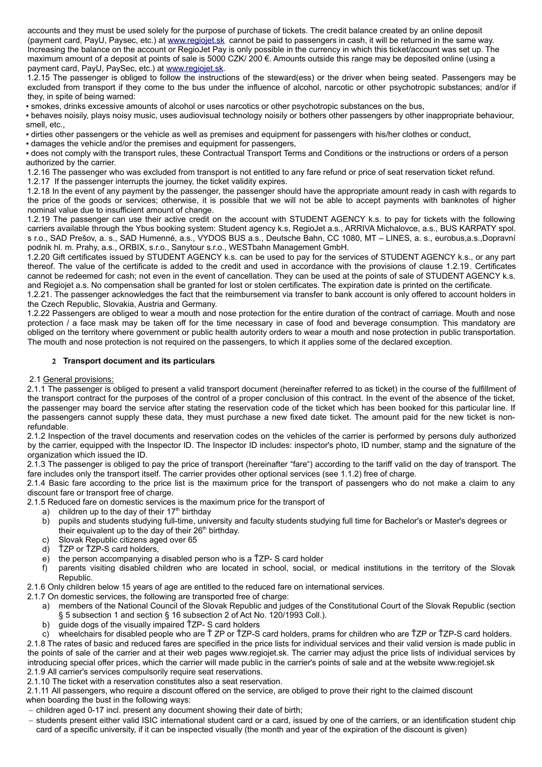accounts and they must be used solely for the purpose of purchase of tickets. The credit balance created by an online deposit (payment card, PayU, Paysec, etc.) at www.regiojet.sk cannot be paid to passengers in cash, it will be returned in the same way. Increasing the balance on the account or RegioJet Pay is only possible in the currency in which this ticket/account was set up. The maximum amount of a deposit at points of sale is 5000 CZK/ 200 €. Amounts outside this range may be deposited online (using a payment card, PayU, PaySec, etc.) at www.regiojet.sk.

1.2.15 The passenger is obliged to follow the instructions of the steward(ess) or the driver when being seated. Passengers may be excluded from transport if they come to the bus under the influence of alcohol, narcotic or other psychotropic substances; and/or if they, in spite of being warned:

- smokes, drinks excessive amounts of alcohol or uses narcotics or other psychotropic substances on the bus,
- behaves noisily, plays noisy music, uses audiovisual technology noisily or bothers other passengers by other inappropriate behaviour, smell, etc.,
- dirties other passengers or the vehicle as well as premises and equipment for passengers with his/her clothes or conduct,
- damages the vehicle and/or the premises and equipment for passengers,
- does not comply with the transport rules, these Contractual Transport Terms and Conditions or the instructions or orders of a person authorized by the carrier.

1.2.16 The passenger who was excluded from transport is not entitled to any fare refund or price of seat reservation ticket refund.

1.2.17 If the passenger interrupts the journey, the ticket validity expires.

1.2.18 In the event of any payment by the passenger, the passenger should have the appropriate amount ready in cash with regards to the price of the goods or services; otherwise, it is possible that we will not be able to accept payments with banknotes of higher nominal value due to insufficient amount of change.

1.2.19 The passenger can use their active credit on the account with STUDENT AGENCY k.s. to pay for tickets with the following carriers available through the Ybus booking system: Student agency k.s, RegioJet a.s., ARRIVA Michalovce, a.s., BUS KARPATY spol. s r.o., SAD Prešov, a. s., SAD Humenné, a.s., VYDOS BUS a.s., Deutsche Bahn, CC 1080, MT – LINES, a. s., eurobus,a.s.,Dopravní podnik hl. m. Prahy, a.s., ORBIX, s.r.o., Sanytour s.r.o., WESTbahn Management GmbH.

1.2.20 Gift certificates issued by STUDENT AGENCY k.s. can be used to pay for the services of STUDENT AGENCY k.s., or any part thereof. The value of the certificate is added to the credit and used in accordance with the provisions of clause 1.2.19. Certificates cannot be redeemed for cash; not even in the event of cancellation. They can be used at the points of sale of STUDENT AGENCY k.s. and Regiojet a.s. No compensation shall be granted for lost or stolen certificates. The expiration date is printed on the certificate.

1.2.21. The passenger acknowledges the fact that the reimbursement via transfer to bank account is only offered to account holders in the Czech Republic, Slovakia, Austria and Germany.

1.2.22 Passengers are obliged to wear a mouth and nose protection for the entire duration of the contract of carriage. Mouth and nose protection / a face mask may be taken off for the time necessary in case of food and beverage consumption. This mandatory are obliged on the territory where government or public health autority orders to wear a mouth and nose protection in public transportation. The mouth and nose protection is not required on the passengers, to which it applies some of the declared exception.

## 2 Transport document and its particulars

2.1 General provisions:

2.1.1 The passenger is obliged to present a valid transport document (hereinafter referred to as ticket) in the course of the fulfillment of the transport contract for the purposes of the control of a proper conclusion of this contract. In the event of the absence of the ticket, the passenger may board the service after stating the reservation code of the ticket which has been booked for this particular line. If the passengers cannot supply these data, they must purchase a new fixed date ticket. The amount paid for the new ticket is non-refundable.

2.1.2 Inspection of the travel documents and reservation codes on the vehicles of the carrier is performed by persons duly authorized by the carrier, equipped with the Inspector ID. The Inspector ID includes: inspector's photo, ID number, stamp and the signature of the organization which issued the ID.

2.1.3 The passenger is obliged to pay the price of transport (hereinafter "fare") according to the tariff valid on the day of transport. The fare includes only the transport itself. The carrier provides other optional services (see 1.1.2) free of charge.

2.1.4 Basic fare according to the price list is the maximum price for the transport of passengers who do not make a claim to any discount fare or transport free of charge.

2.1.5 Reduced fare on domestic services is the maximum price for the transport of

a) children up to the day of their 17th birthday
b) pupils and students studying full-time, university and faculty students studying full time for Bachelor's or Master's degrees or their equivalent up to the day of their 26th birthday.
c) Slovak Republic citizens aged over 65
d) ŤZP or ŤZP-S card holders,
e) the person accompanying a disabled person who is a ŤZP- S card holder
f) parents visiting disabled children who are located in school, social, or medical institutions in the territory of the Slovak Republic.

2.1.6 Only children below 15 years of age are entitled to the reduced fare on international services.

2.1.7 On domestic services, the following are transported free of charge:

a) members of the National Council of the Slovak Republic and judges of the Constitutional Court of the Slovak Republic (section § 5 subsection 1 and section § 16 subsection 2 of Act No. 120/1993 Coll.).
b) guide dogs of the visually impaired ŤZP- S card holders
c) wheelchairs for disabled people who are Ť ZP or ŤZP-S card holders, prams for children who are ŤZP or ŤZP-S card holders.

2.1.8 The rates of basic and reduced fares are specified in the price lists for individual services and their valid version is made public in the points of sale of the carrier and at their web pages www.regiojet.sk. The carrier may adjust the price lists of individual services by introducing special offer prices, which the carrier will made public in the carrier's points of sale and at the website www.regiojet.sk

2.1.9 All carrier's services compulsorily require seat reservations.

2.1.10 The ticket with a reservation constitutes also a seat reservation.

2.1.11 All passengers, who require a discount offered on the service, are obliged to prove their right to the claimed discount when boarding the bust in the following ways:

- children aged 0-17 incl. present any document showing their date of birth;
- students present either valid ISIC international student card or a card, issued by one of the carriers, or an identification student chip card of a specific university, if it can be inspected visually (the month and year of the expiration of the discount is given)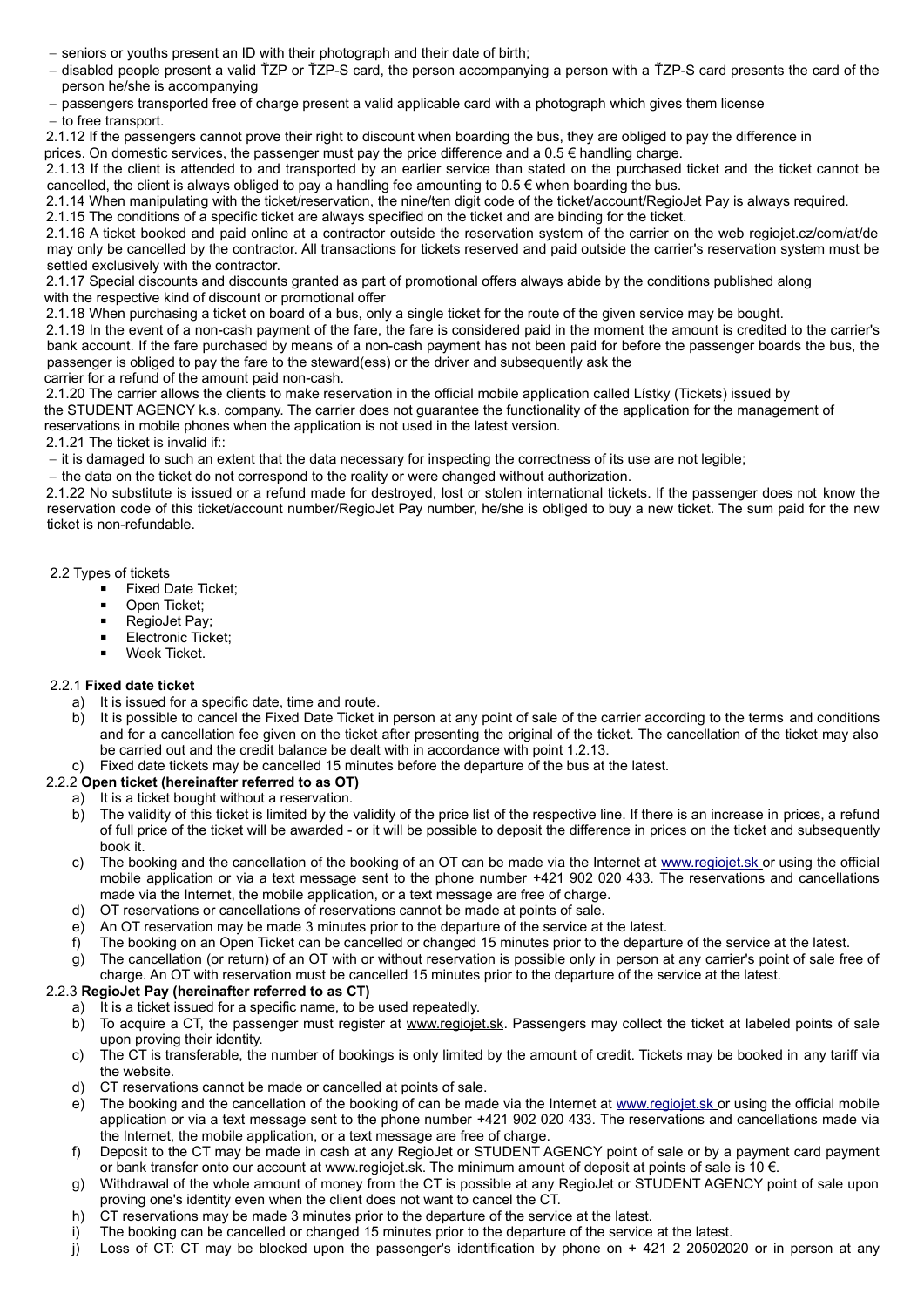- seniors or youths present an ID with their photograph and their date of birth;
- disabled people present a valid ŤZP or ŤZP-S card, the person accompanying a person with a ŤZP-S card presents the card of the person he/she is accompanying
- passengers transported free of charge present a valid applicable card with a photograph which gives them license
- to free transport.

2.1.12 If the passengers cannot prove their right to discount when boarding the bus, they are obliged to pay the difference in prices. On domestic services, the passenger must pay the price difference and a 0.5 € handling charge.

2.1.13 If the client is attended to and transported by an earlier service than stated on the purchased ticket and the ticket cannot be cancelled, the client is always obliged to pay a handling fee amounting to 0.5 € when boarding the bus.

2.1.14 When manipulating with the ticket/reservation, the nine/ten digit code of the ticket/account/RegioJet Pay is always required.

2.1.15 The conditions of a specific ticket are always specified on the ticket and are binding for the ticket.

2.1.16 A ticket booked and paid online at a contractor outside the reservation system of the carrier on the web regiojet.cz/com/at/de may only be cancelled by the contractor. All transactions for tickets reserved and paid outside the carrier's reservation system must be settled exclusively with the contractor.

2.1.17 Special discounts and discounts granted as part of promotional offers always abide by the conditions published along with the respective kind of discount or promotional offer

2.1.18 When purchasing a ticket on board of a bus, only a single ticket for the route of the given service may be bought.

2.1.19 In the event of a non-cash payment of the fare, the fare is considered paid in the moment the amount is credited to the carrier's bank account. If the fare purchased by means of a non-cash payment has not been paid for before the passenger boards the bus, the passenger is obliged to pay the fare to the steward(ess) or the driver and subsequently ask the carrier for a refund of the amount paid non-cash.

2.1.20 The carrier allows the clients to make reservation in the official mobile application called Lístky (Tickets) issued by the STUDENT AGENCY k.s. company. The carrier does not guarantee the functionality of the application for the management of reservations in mobile phones when the application is not used in the latest version.

2.1.21 The ticket is invalid if::

- it is damaged to such an extent that the data necessary for inspecting the correctness of its use are not legible;
- the data on the ticket do not correspond to the reality or were changed without authorization.

2.1.22 No substitute is issued or a refund made for destroyed, lost or stolen international tickets. If the passenger does not know the reservation code of this ticket/account number/RegioJet Pay number, he/she is obliged to buy a new ticket. The sum paid for the new ticket is non-refundable.

2.2 Types of tickets

- Fixed Date Ticket;
- Open Ticket;
- RegioJet Pay;
- Electronic Ticket;
- Week Ticket.

2.2.1 **Fixed date ticket**

a) It is issued for a specific date, time and route.
b) It is possible to cancel the Fixed Date Ticket in person at any point of sale of the carrier according to the terms and conditions and for a cancellation fee given on the ticket after presenting the original of the ticket. The cancellation of the ticket may also be carried out and the credit balance be dealt with in accordance with point 1.2.13.
c) Fixed date tickets may be cancelled 15 minutes before the departure of the bus at the latest.

2.2.2 **Open ticket (hereinafter referred to as OT)**

a) It is a ticket bought without a reservation.
b) The validity of this ticket is limited by the validity of the price list of the respective line. If there is an increase in prices, a refund of full price of the ticket will be awarded - or it will be possible to deposit the difference in prices on the ticket and subsequently book it.
c) The booking and the cancellation of the booking of an OT can be made via the Internet at www.regiojet.sk or using the official mobile application or via a text message sent to the phone number +421 902 020 433. The reservations and cancellations made via the Internet, the mobile application, or a text message are free of charge.
d) OT reservations or cancellations of reservations cannot be made at points of sale.
e) An OT reservation may be made 3 minutes prior to the departure of the service at the latest.
f) The booking on an Open Ticket can be cancelled or changed 15 minutes prior to the departure of the service at the latest.
g) The cancellation (or return) of an OT with or without reservation is possible only in person at any carrier's point of sale free of charge. An OT with reservation must be cancelled 15 minutes prior to the departure of the service at the latest.

2.2.3 **RegioJet Pay (hereinafter referred to as CT)**

a) It is a ticket issued for a specific name, to be used repeatedly.
b) To acquire a CT, the passenger must register at www.regiojet.sk. Passengers may collect the ticket at labeled points of sale upon proving their identity.
c) The CT is transferable, the number of bookings is only limited by the amount of credit. Tickets may be booked in any tariff via the website.
d) CT reservations cannot be made or cancelled at points of sale.
e) The booking and the cancellation of the booking of can be made via the Internet at www.regiojet.sk or using the official mobile application or via a text message sent to the phone number +421 902 020 433. The reservations and cancellations made via the Internet, the mobile application, or a text message are free of charge.
f) Deposit to the CT may be made in cash at any RegioJet or STUDENT AGENCY point of sale or by a payment card payment or bank transfer onto our account at www.regiojet.sk. The minimum amount of deposit at points of sale is 10 €.
g) Withdrawal of the whole amount of money from the CT is possible at any RegioJet or STUDENT AGENCY point of sale upon proving one's identity even when the client does not want to cancel the CT.
h) CT reservations may be made 3 minutes prior to the departure of the service at the latest.
i) The booking can be cancelled or changed 15 minutes prior to the departure of the service at the latest.
j) Loss of CT: CT may be blocked upon the passenger's identification by phone on + 421 2 20502020 or in person at any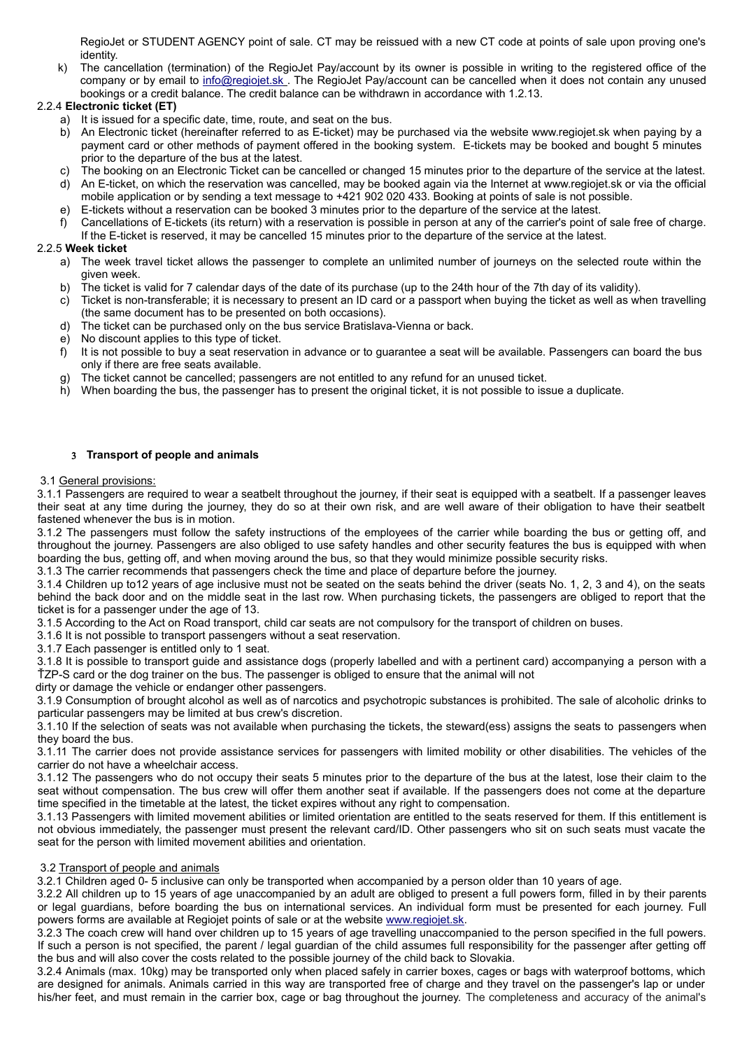RegioJet or STUDENT AGENCY point of sale. CT may be reissued with a new CT code at points of sale upon proving one's identity.

k) The cancellation (termination) of the RegioJet Pay/account by its owner is possible in writing to the registered office of the company or by email to info@regiojet.sk . The RegioJet Pay/account can be cancelled when it does not contain any unused bookings or a credit balance. The credit balance can be withdrawn in accordance with 1.2.13.

2.2.4 **Electronic ticket (ET)**

a) It is issued for a specific date, time, route, and seat on the bus.
b) An Electronic ticket (hereinafter referred to as E-ticket) may be purchased via the website www.regiojet.sk when paying by a payment card or other methods of payment offered in the booking system. E-tickets may be booked and bought 5 minutes prior to the departure of the bus at the latest.
c) The booking on an Electronic Ticket can be cancelled or changed 15 minutes prior to the departure of the service at the latest.
d) An E-ticket, on which the reservation was cancelled, may be booked again via the Internet at www.regiojet.sk or via the official mobile application or by sending a text message to +421 902 020 433. Booking at points of sale is not possible.
e) E-tickets without a reservation can be booked 3 minutes prior to the departure of the service at the latest.
f) Cancellations of E-tickets (its return) with a reservation is possible in person at any of the carrier's point of sale free of charge. If the E-ticket is reserved, it may be cancelled 15 minutes prior to the departure of the service at the latest.

2.2.5 **Week ticket**

a) The week travel ticket allows the passenger to complete an unlimited number of journeys on the selected route within the given week.
b) The ticket is valid for 7 calendar days of the date of its purchase (up to the 24th hour of the 7th day of its validity).
c) Ticket is non-transferable; it is necessary to present an ID card or a passport when buying the ticket as well as when travelling (the same document has to be presented on both occasions).
d) The ticket can be purchased only on the bus service Bratislava-Vienna or back.
e) No discount applies to this type of ticket.
f) It is not possible to buy a seat reservation in advance or to guarantee a seat will be available. Passengers can board the bus only if there are free seats available.
g) The ticket cannot be cancelled; passengers are not entitled to any refund for an unused ticket.
h) When boarding the bus, the passenger has to present the original ticket, it is not possible to issue a duplicate.

## 3 Transport of people and animals

3.1 General provisions:

3.1.1 Passengers are required to wear a seatbelt throughout the journey, if their seat is equipped with a seatbelt. If a passenger leaves their seat at any time during the journey, they do so at their own risk, and are well aware of their obligation to have their seatbelt fastened whenever the bus is in motion.

3.1.2 The passengers must follow the safety instructions of the employees of the carrier while boarding the bus or getting off, and throughout the journey. Passengers are also obliged to use safety handles and other security features the bus is equipped with when boarding the bus, getting off, and when moving around the bus, so that they would minimize possible security risks.

3.1.3 The carrier recommends that passengers check the time and place of departure before the journey.

3.1.4 Children up to12 years of age inclusive must not be seated on the seats behind the driver (seats No. 1, 2, 3 and 4), on the seats behind the back door and on the middle seat in the last row. When purchasing tickets, the passengers are obliged to report that the ticket is for a passenger under the age of 13.

3.1.5 According to the Act on Road transport, child car seats are not compulsory for the transport of children on buses.

3.1.6 It is not possible to transport passengers without a seat reservation.

3.1.7 Each passenger is entitled only to 1 seat.

3.1.8 It is possible to transport guide and assistance dogs (properly labelled and with a pertinent card) accompanying a person with a ŤZP-S card or the dog trainer on the bus. The passenger is obliged to ensure that the animal will not dirty or damage the vehicle or endanger other passengers.

3.1.9 Consumption of brought alcohol as well as of narcotics and psychotropic substances is prohibited. The sale of alcoholic drinks to particular passengers may be limited at bus crew's discretion.

3.1.10 If the selection of seats was not available when purchasing the tickets, the steward(ess) assigns the seats to passengers when they board the bus.

3.1.11 The carrier does not provide assistance services for passengers with limited mobility or other disabilities. The vehicles of the carrier do not have a wheelchair access.

3.1.12 The passengers who do not occupy their seats 5 minutes prior to the departure of the bus at the latest, lose their claim to the seat without compensation. The bus crew will offer them another seat if available. If the passengers does not come at the departure time specified in the timetable at the latest, the ticket expires without any right to compensation.

3.1.13 Passengers with limited movement abilities or limited orientation are entitled to the seats reserved for them. If this entitlement is not obvious immediately, the passenger must present the relevant card/ID. Other passengers who sit on such seats must vacate the seat for the person with limited movement abilities and orientation.

3.2 Transport of people and animals

3.2.1 Children aged 0- 5 inclusive can only be transported when accompanied by a person older than 10 years of age.

3.2.2 All children up to 15 years of age unaccompanied by an adult are obliged to present a full powers form, filled in by their parents or legal guardians, before boarding the bus on international services. An individual form must be presented for each journey. Full powers forms are available at Regiojet points of sale or at the website www.regiojet.sk.

3.2.3 The coach crew will hand over children up to 15 years of age travelling unaccompanied to the person specified in the full powers. If such a person is not specified, the parent / legal guardian of the child assumes full responsibility for the passenger after getting off the bus and will also cover the costs related to the possible journey of the child back to Slovakia.

3.2.4 Animals (max. 10kg) may be transported only when placed safely in carrier boxes, cages or bags with waterproof bottoms, which are designed for animals. Animals carried in this way are transported free of charge and they travel on the passenger's lap or under his/her feet, and must remain in the carrier box, cage or bag throughout the journey. The completeness and accuracy of the animal's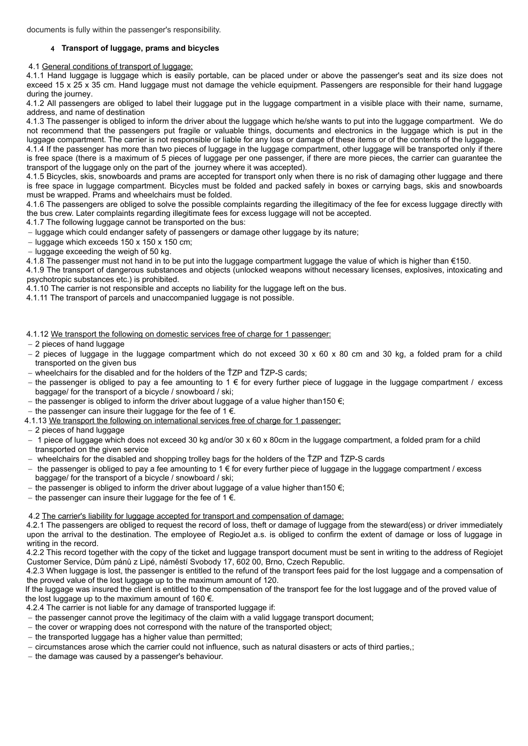documents is fully within the passenger's responsibility.

## 4 Transport of luggage, prams and bicycles

4.1 General conditions of transport of luggage:

4.1.1 Hand luggage is luggage which is easily portable, can be placed under or above the passenger's seat and its size does not exceed 15 x 25 x 35 cm. Hand luggage must not damage the vehicle equipment. Passengers are responsible for their hand luggage during the journey.

4.1.2 All passengers are obliged to label their luggage put in the luggage compartment in a visible place with their name, surname, address, and name of destination

4.1.3 The passenger is obliged to inform the driver about the luggage which he/she wants to put into the luggage compartment. We do not recommend that the passengers put fragile or valuable things, documents and electronics in the luggage which is put in the luggage compartment. The carrier is not responsible or liable for any loss or damage of these items or of the contents of the luggage.

4.1.4 If the passenger has more than two pieces of luggage in the luggage compartment, other luggage will be transported only if there is free space (there is a maximum of 5 pieces of luggage per one passenger, if there are more pieces, the carrier can guarantee the transport of the luggage only on the part of the journey where it was accepted).

4.1.5 Bicycles, skis, snowboards and prams are accepted for transport only when there is no risk of damaging other luggage and there is free space in luggage compartment. Bicycles must be folded and packed safely in boxes or carrying bags, skis and snowboards must be wrapped. Prams and wheelchairs must be folded.

4.1.6 The passengers are obliged to solve the possible complaints regarding the illegitimacy of the fee for excess luggage directly with the bus crew. Later complaints regarding illegitimate fees for excess luggage will not be accepted.

4.1.7 The following luggage cannot be transported on the bus:

- luggage which could endanger safety of passengers or damage other luggage by its nature;
- luggage which exceeds 150 x 150 x 150 cm;
- luggage exceeding the weigh of 50 kg.

4.1.8 The passenger must not hand in to be put into the luggage compartment luggage the value of which is higher than €150.

4.1.9 The transport of dangerous substances and objects (unlocked weapons without necessary licenses, explosives, intoxicating and psychotropic substances etc.) is prohibited.

4.1.10 The carrier is not responsible and accepts no liability for the luggage left on the bus.

4.1.11 The transport of parcels and unaccompanied luggage is not possible.

4.1.12 We transport the following on domestic services free of charge for 1 passenger:

- 2 pieces of hand luggage
- 2 pieces of luggage in the luggage compartment which do not exceed 30 x 60 x 80 cm and 30 kg, a folded pram for a child transported on the given bus
- wheelchairs for the disabled and for the holders of the ŤZP and ŤZP-S cards;
- the passenger is obliged to pay a fee amounting to 1 € for every further piece of luggage in the luggage compartment / excess baggage/ for the transport of a bicycle / snowboard / ski;
- the passenger is obliged to inform the driver about luggage of a value higher than150 €;
- the passenger can insure their luggage for the fee of 1 €.

4.1.13 We transport the following on international services free of charge for 1 passenger:

- 2 pieces of hand luggage
- 1 piece of luggage which does not exceed 30 kg and/or 30 x 60 x 80cm in the luggage compartment, a folded pram for a child transported on the given service
- wheelchairs for the disabled and shopping trolley bags for the holders of the ŤZP and ŤZP-S cards
- the passenger is obliged to pay a fee amounting to 1 € for every further piece of luggage in the luggage compartment / excess baggage/ for the transport of a bicycle / snowboard / ski;
- the passenger is obliged to inform the driver about luggage of a value higher than150 €;
- the passenger can insure their luggage for the fee of 1 €.

4.2 The carrier's liability for luggage accepted for transport and compensation of damage:

4.2.1 The passengers are obliged to request the record of loss, theft or damage of luggage from the steward(ess) or driver immediately upon the arrival to the destination. The employee of RegioJet a.s. is obliged to confirm the extent of damage or loss of luggage in writing in the record.

4.2.2 This record together with the copy of the ticket and luggage transport document must be sent in writing to the address of Regiojet Customer Service, Dům pánů z Lipé, náměstí Svobody 17, 602 00, Brno, Czech Republic.

4.2.3 When luggage is lost, the passenger is entitled to the refund of the transport fees paid for the lost luggage and a compensation of the proved value of the lost luggage up to the maximum amount of 120.

If the luggage was insured the client is entitled to the compensation of the transport fee for the lost luggage and of the proved value of the lost luggage up to the maximum amount of 160 €.

4.2.4 The carrier is not liable for any damage of transported luggage if:

- the passenger cannot prove the legitimacy of the claim with a valid luggage transport document;
- the cover or wrapping does not correspond with the nature of the transported object;
- the transported luggage has a higher value than permitted;
- circumstances arose which the carrier could not influence, such as natural disasters or acts of third parties,;
- the damage was caused by a passenger's behaviour.